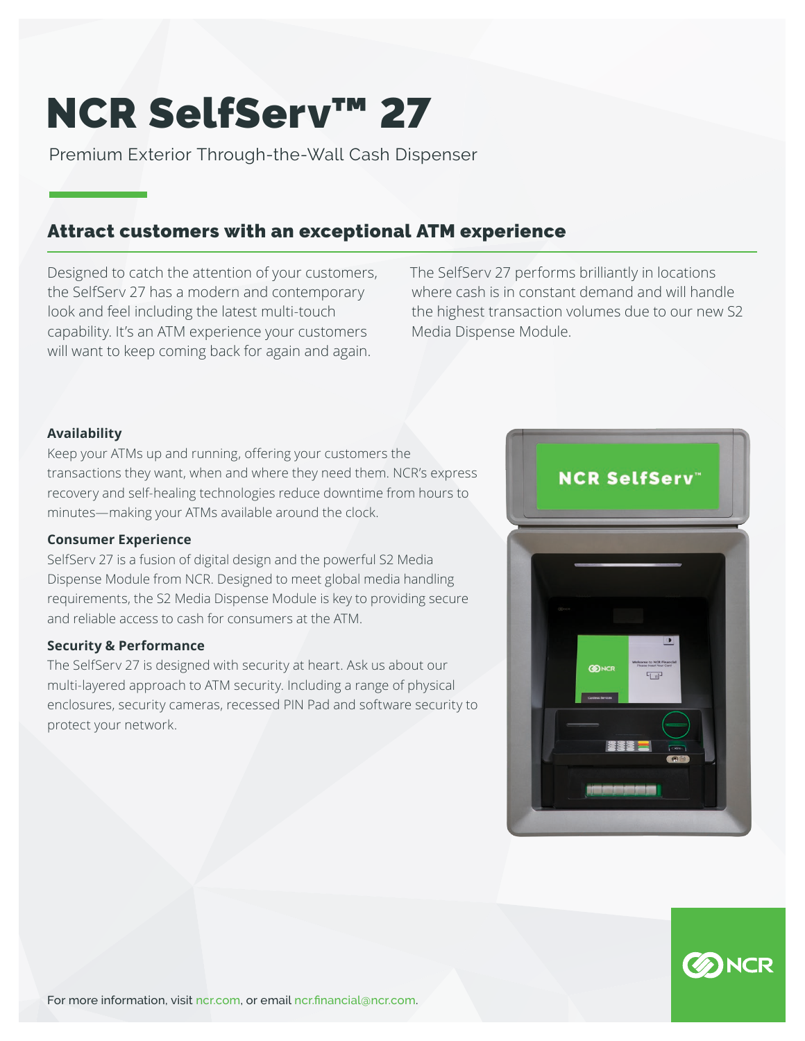# NCR SelfServ™ 27

Premium Exterior Through-the-Wall Cash Dispenser

## Attract customers with an exceptional ATM experience

Designed to catch the attention of your customers, the SelfServ 27 has a modern and contemporary look and feel including the latest multi-touch capability. It's an ATM experience your customers will want to keep coming back for again and again.

The SelfServ 27 performs brilliantly in locations where cash is in constant demand and will handle the highest transaction volumes due to our new S2 Media Dispense Module.

### Availability

Keep your ATMs up and running, offering your customers the transactions they want, when and where they need them. NCR's express recovery and self-healing technologies reduce downtime from hours to minutes—making your ATMs available around the clock.

### Consumer Experience

SelfServ 27 is a fusion of digital design and the powerful S2 Media Dispense Module from NCR. Designed to meet global media handling requirements, the S2 Media Dispense Module is key to providing secure and reliable access to cash for consumers at the ATM.

### Security & Performance

The SelfServ 27 is designed with security at heart. Ask us about our multi-layered approach to ATM security. Including a range of physical enclosures, security cameras, recessed PIN Pad and software security to protect your network.

For more information, visit ncr.com, or email ncr.financial@ncr.com.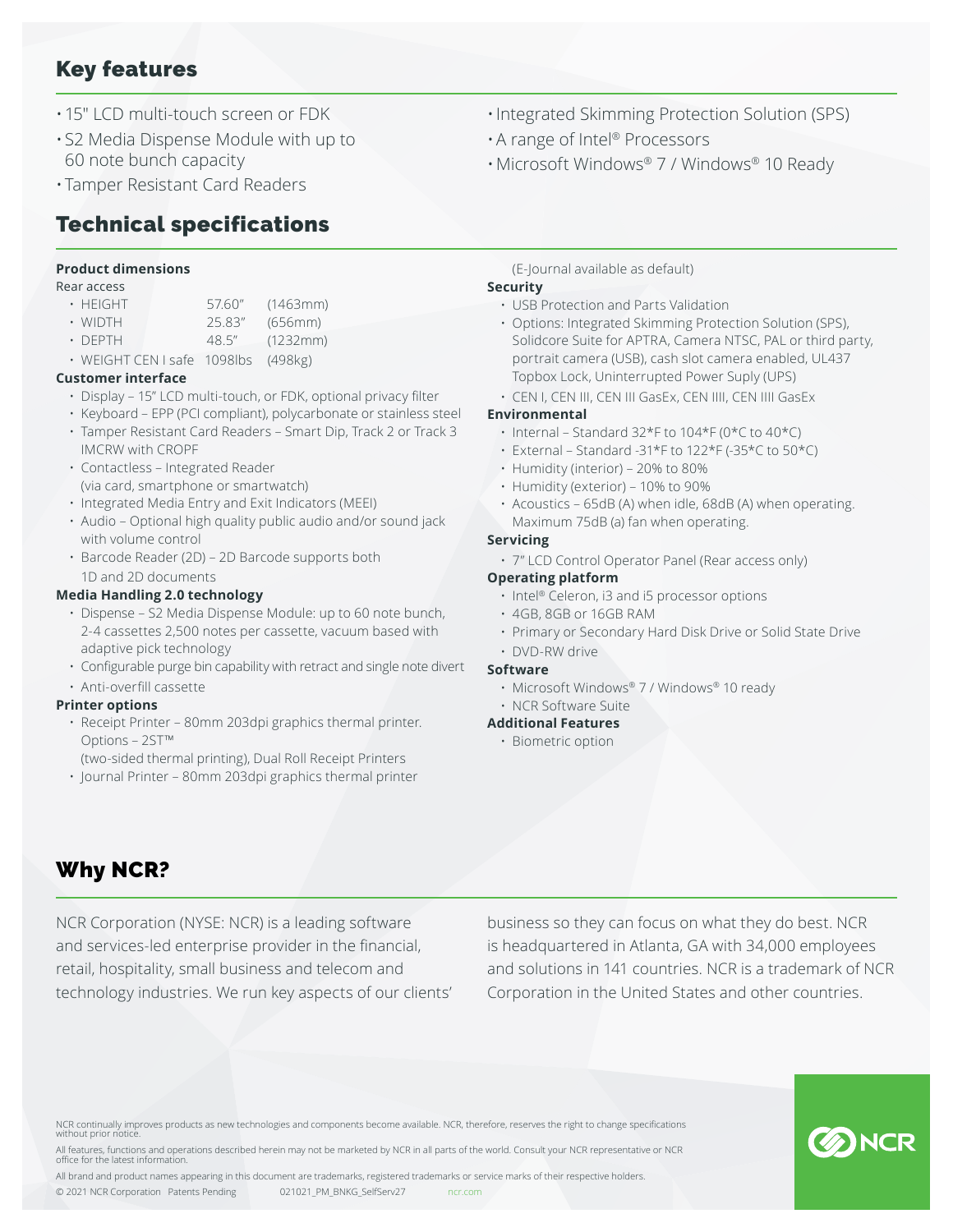## Key features

- 15" LCD multi-touch screen or FDK
- S2 Media Dispense Module with up to 60 note bunch capacity
- Tamper Resistant Card Readers
- Integrated Skimming Protection Solution (SPS)
- A range of Intel® Processors
- Microsoft Windows® 7 / Windows® 10 Ready

## Technical specifications

**Product dimensions**

Rear access

- HEIGHT 57.60" (1463mm)
- WIDTH 25.83" (656mm)
- DEPTH 48.5" (1232mm)
- WEIGHT CEN I safe 1098lbs (498kg)

**Customer interface**

- Display – 15" LCD multi-touch, or FDK, optional privacy filter
- Keyboard – EPP (PCI compliant), polycarbonate or stainless steel
- Tamper Resistant Card Readers – Smart Dip, Track 2 or Track 3 IMCRW with CROPF
- Contactless – Integrated Reader (via card, smartphone or smartwatch)
- Integrated Media Entry and Exit Indicators (MEEI)
- Audio – Optional high quality public audio and/or sound jack with volume control
- Barcode Reader (2D) – 2D Barcode supports both 1D and 2D documents

**Media Handling 2.0 technology**

- Dispense – S2 Media Dispense Module: up to 60 note bunch, 2-4 cassettes 2,500 notes per cassette, vacuum based with adaptive pick technology
- Configurable purge bin capability with retract and single note divert
- Anti-overfill cassette

**Printer options**

- Receipt Printer – 80mm 203dpi graphics thermal printer. Options – 2ST™ (two-sided thermal printing), Dual Roll Receipt Printers
- Journal Printer – 80mm 203dpi graphics thermal printer (E-Journal available as default)

**Security**

- USB Protection and Parts Validation
- Options: Integrated Skimming Protection Solution (SPS), Solidcore Suite for APTRA, Camera NTSC, PAL or third party, portrait camera (USB), cash slot camera enabled, UL437 Topbox Lock, Uninterrupted Power Suply (UPS)
- CEN I, CEN III, CEN III GasEx, CEN IIII, CEN IIII GasEx

**Environmental**

- Internal – Standard 32*F to 104*F (0*C to 40*C)
- External – Standard -31*F to 122*F (-35*C to 50*C)
- Humidity (interior) – 20% to 80%
- Humidity (exterior) – 10% to 90%
- Acoustics – 65dB (A) when idle, 68dB (A) when operating. Maximum 75dB (a) fan when operating.

**Servicing**

- 7" LCD Control Operator Panel (Rear access only)

**Operating platform**

- Intel® Celeron, i3 and i5 processor options
- 4GB, 8GB or 16GB RAM
- Primary or Secondary Hard Disk Drive or Solid State Drive
- DVD-RW drive

**Software**

- Microsoft Windows® 7 / Windows® 10 ready
- NCR Software Suite

**Additional Features**

- Biometric option

## Why NCR?

NCR Corporation (NYSE: NCR) is a leading software and services-led enterprise provider in the financial, retail, hospitality, small business and telecom and technology industries. We run key aspects of our clients' business so they can focus on what they do best. NCR is headquartered in Atlanta, GA with 34,000 employees and solutions in 141 countries. NCR is a trademark of NCR Corporation in the United States and other countries.

NCR continually improves products as new technologies and components become available. NCR, therefore, reserves the right to change specifications without prior notice.

All features, functions and operations described herein may not be marketed by NCR in all parts of the world. Consult your NCR representative or NCR office for the latest information.

All brand and product names appearing in this document are trademarks, registered trademarks or service marks of their respective holders.

© 2021 NCR Corporation Patents Pending 021021_PM_BNKG_SelfServ27 ncr.com

NCR